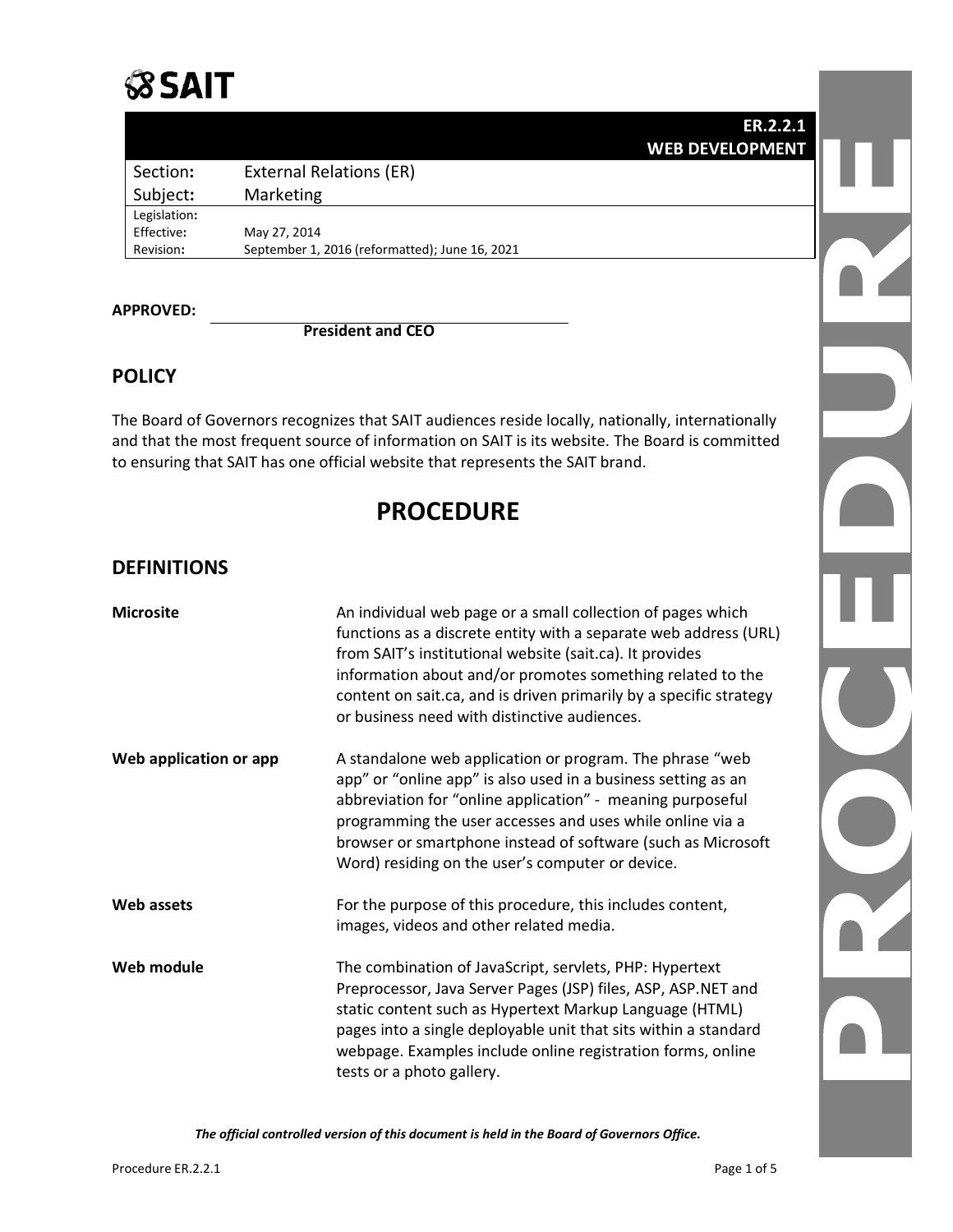**SAIT**

| | ER.2.2.1 WEB DEVELOPMENT |
|---|---|
| Section: | External Relations (ER) |
| Subject: | Marketing |
| Legislation: | |
| Effective: | May 27, 2014 |
| Revision: | September 1, 2016 (reformatted); June 16, 2021 |

**APPROVED:**

**President and CEO**

## POLICY

The Board of Governors recognizes that SAIT audiences reside locally, nationally, internationally and that the most frequent source of information on SAIT is its website. The Board is committed to ensuring that SAIT has one official website that represents the SAIT brand.

# PROCEDURE

## DEFINITIONS

| | |
|---|---|
| **Microsite** | An individual web page or a small collection of pages which functions as a discrete entity with a separate web address (URL) from SAIT's institutional website (sait.ca). It provides information about and/or promotes something related to the content on sait.ca, and is driven primarily by a specific strategy or business need with distinctive audiences. |
| **Web application or app** | A standalone web application or program. The phrase "web app" or "online app" is also used in a business setting as an abbreviation for "online application" - meaning purposeful programming the user accesses and uses while online via a browser or smartphone instead of software (such as Microsoft Word) residing on the user's computer or device. |
| **Web assets** | For the purpose of this procedure, this includes content, images, videos and other related media. |
| **Web module** | The combination of JavaScript, servlets, PHP: Hypertext Preprocessor, Java Server Pages (JSP) files, ASP, ASP.NET and static content such as Hypertext Markup Language (HTML) pages into a single deployable unit that sits within a standard webpage. Examples include online registration forms, online tests or a photo gallery. |

*The official controlled version of this document is held in the Board of Governors Office.*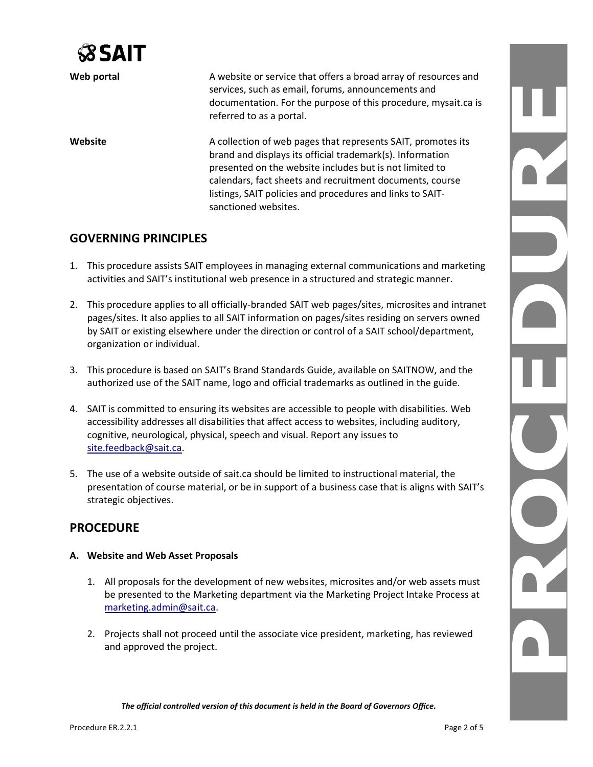| | |
|---|---|
| **Web portal** | A website or service that offers a broad array of resources and services, such as email, forums, announcements and documentation. For the purpose of this procedure, mysait.ca is referred to as a portal. |
| **Website** | A collection of web pages that represents SAIT, promotes its brand and displays its official trademark(s). Information presented on the website includes but is not limited to calendars, fact sheets and recruitment documents, course listings, SAIT policies and procedures and links to SAIT-sanctioned websites. |

## GOVERNING PRINCIPLES

1. This procedure assists SAIT employees in managing external communications and marketing activities and SAIT's institutional web presence in a structured and strategic manner.

2. This procedure applies to all officially-branded SAIT web pages/sites, microsites and intranet pages/sites. It also applies to all SAIT information on pages/sites residing on servers owned by SAIT or existing elsewhere under the direction or control of a SAIT school/department, organization or individual.

3. This procedure is based on SAIT's Brand Standards Guide, available on SAITNOW, and the authorized use of the SAIT name, logo and official trademarks as outlined in the guide.

4. SAIT is committed to ensuring its websites are accessible to people with disabilities. Web accessibility addresses all disabilities that affect access to websites, including auditory, cognitive, neurological, physical, speech and visual. Report any issues to site.feedback@sait.ca.

5. The use of a website outside of sait.ca should be limited to instructional material, the presentation of course material, or be in support of a business case that is aligns with SAIT's strategic objectives.

## PROCEDURE

**A. Website and Web Asset Proposals**

1. All proposals for the development of new websites, microsites and/or web assets must be presented to the Marketing department via the Marketing Project Intake Process at marketing.admin@sait.ca.

2. Projects shall not proceed until the associate vice president, marketing, has reviewed and approved the project.

*The official controlled version of this document is held in the Board of Governors Office.*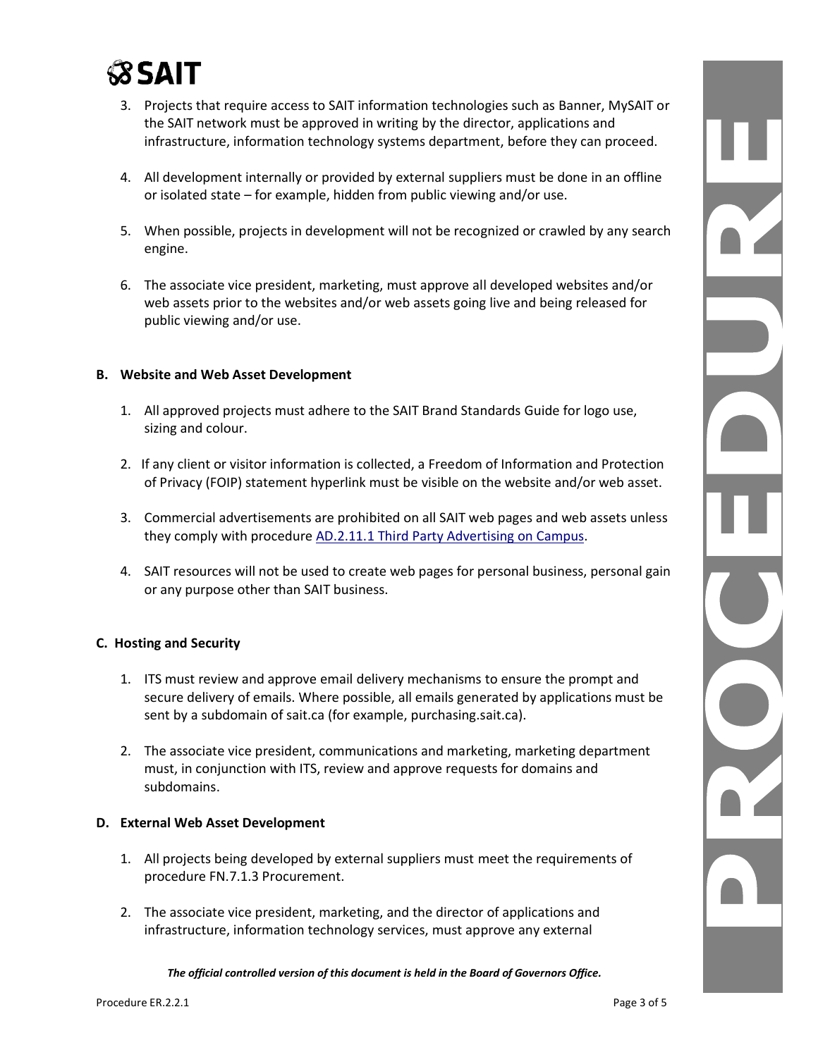3. Projects that require access to SAIT information technologies such as Banner, MySAIT or the SAIT network must be approved in writing by the director, applications and infrastructure, information technology systems department, before they can proceed.

4. All development internally or provided by external suppliers must be done in an offline or isolated state – for example, hidden from public viewing and/or use.

5. When possible, projects in development will not be recognized or crawled by any search engine.

6. The associate vice president, marketing, must approve all developed websites and/or web assets prior to the websites and/or web assets going live and being released for public viewing and/or use.

**B. Website and Web Asset Development**

1. All approved projects must adhere to the SAIT Brand Standards Guide for logo use, sizing and colour.

2. If any client or visitor information is collected, a Freedom of Information and Protection of Privacy (FOIP) statement hyperlink must be visible on the website and/or web asset.

3. Commercial advertisements are prohibited on all SAIT web pages and web assets unless they comply with procedure AD.2.11.1 Third Party Advertising on Campus.

4. SAIT resources will not be used to create web pages for personal business, personal gain or any purpose other than SAIT business.

**C. Hosting and Security**

1. ITS must review and approve email delivery mechanisms to ensure the prompt and secure delivery of emails. Where possible, all emails generated by applications must be sent by a subdomain of sait.ca (for example, purchasing.sait.ca).

2. The associate vice president, communications and marketing, marketing department must, in conjunction with ITS, review and approve requests for domains and subdomains.

**D. External Web Asset Development**

1. All projects being developed by external suppliers must meet the requirements of procedure FN.7.1.3 Procurement.

2. The associate vice president, marketing, and the director of applications and infrastructure, information technology services, must approve any external

*The official controlled version of this document is held in the Board of Governors Office.*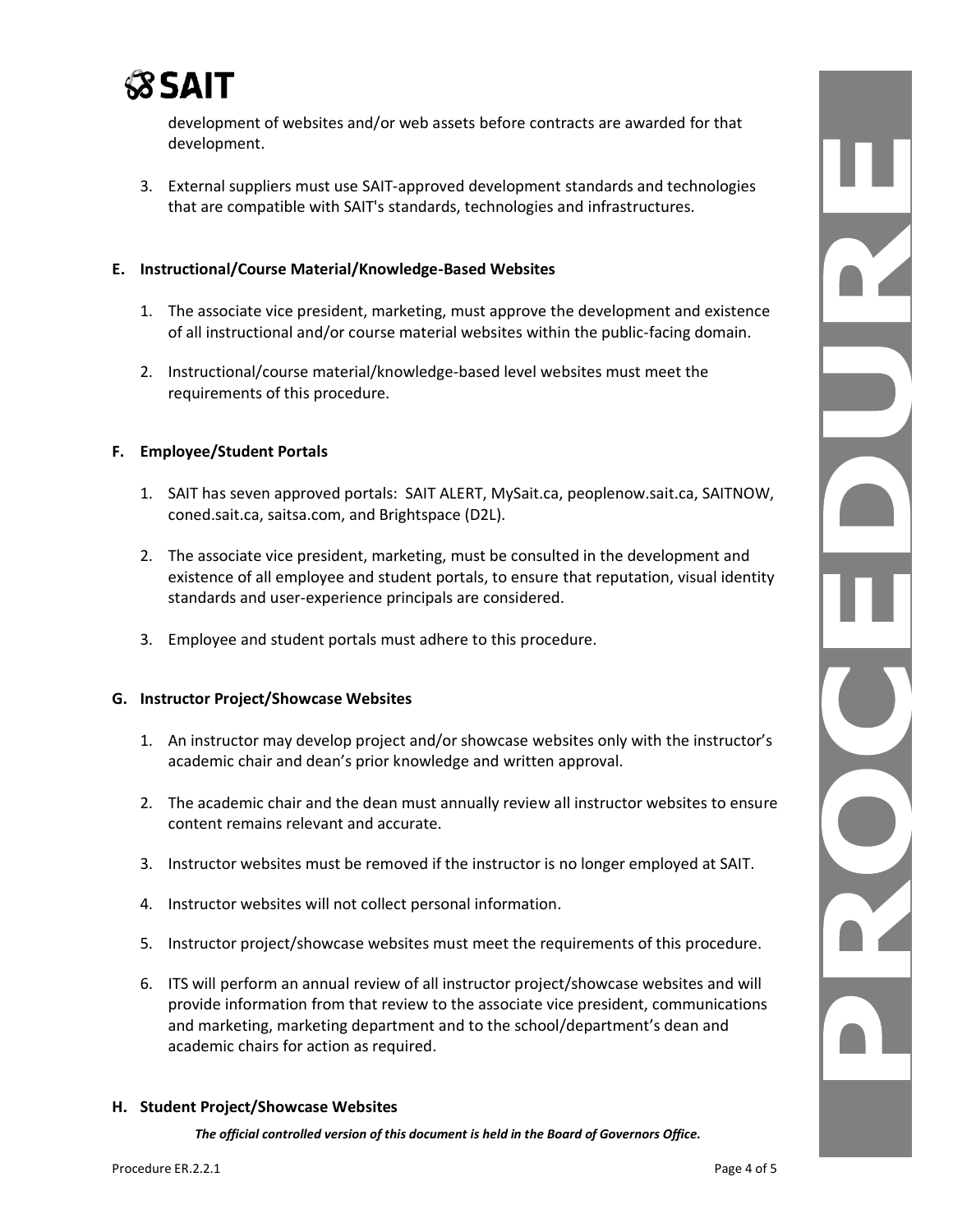development of websites and/or web assets before contracts are awarded for that development.

3. External suppliers must use SAIT-approved development standards and technologies that are compatible with SAIT's standards, technologies and infrastructures.

## E. Instructional/Course Material/Knowledge-Based Websites

1. The associate vice president, marketing, must approve the development and existence of all instructional and/or course material websites within the public-facing domain.
2. Instructional/course material/knowledge-based level websites must meet the requirements of this procedure.

## F. Employee/Student Portals

1. SAIT has seven approved portals: SAIT ALERT, MySait.ca, peoplenow.sait.ca, SAITNOW, coned.sait.ca, saitsa.com, and Brightspace (D2L).
2. The associate vice president, marketing, must be consulted in the development and existence of all employee and student portals, to ensure that reputation, visual identity standards and user-experience principals are considered.
3. Employee and student portals must adhere to this procedure.

## G. Instructor Project/Showcase Websites

1. An instructor may develop project and/or showcase websites only with the instructor's academic chair and dean's prior knowledge and written approval.
2. The academic chair and the dean must annually review all instructor websites to ensure content remains relevant and accurate.
3. Instructor websites must be removed if the instructor is no longer employed at SAIT.
4. Instructor websites will not collect personal information.
5. Instructor project/showcase websites must meet the requirements of this procedure.
6. ITS will perform an annual review of all instructor project/showcase websites and will provide information from that review to the associate vice president, communications and marketing, marketing department and to the school/department's dean and academic chairs for action as required.

## H. Student Project/Showcase Websites

***The official controlled version of this document is held in the Board of Governors Office.***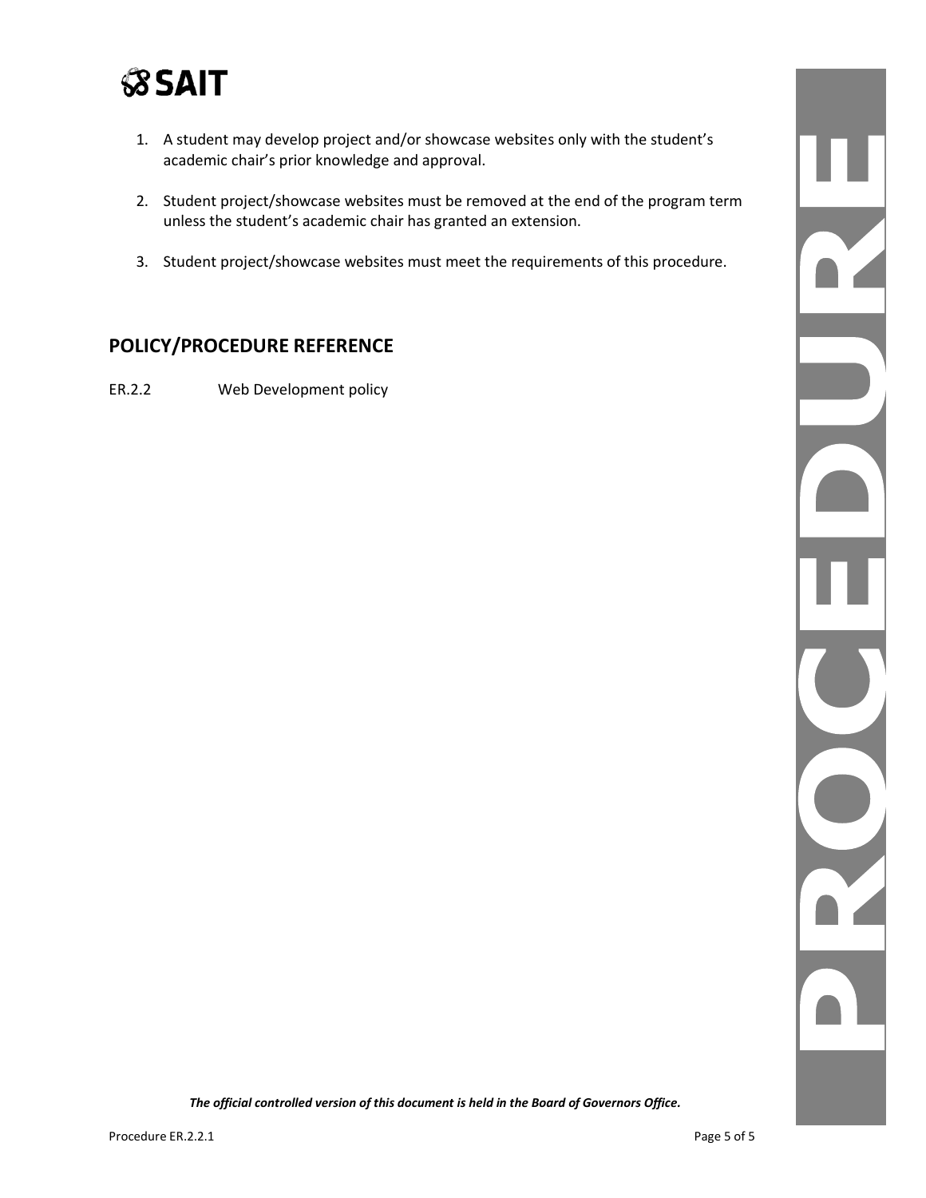1. A student may develop project and/or showcase websites only with the student's academic chair's prior knowledge and approval.

2. Student project/showcase websites must be removed at the end of the program term unless the student's academic chair has granted an extension.

3. Student project/showcase websites must meet the requirements of this procedure.

## POLICY/PROCEDURE REFERENCE

| | |
|---|---|
| ER.2.2 | Web Development policy |

***The official controlled version of this document is held in the Board of Governors Office.***